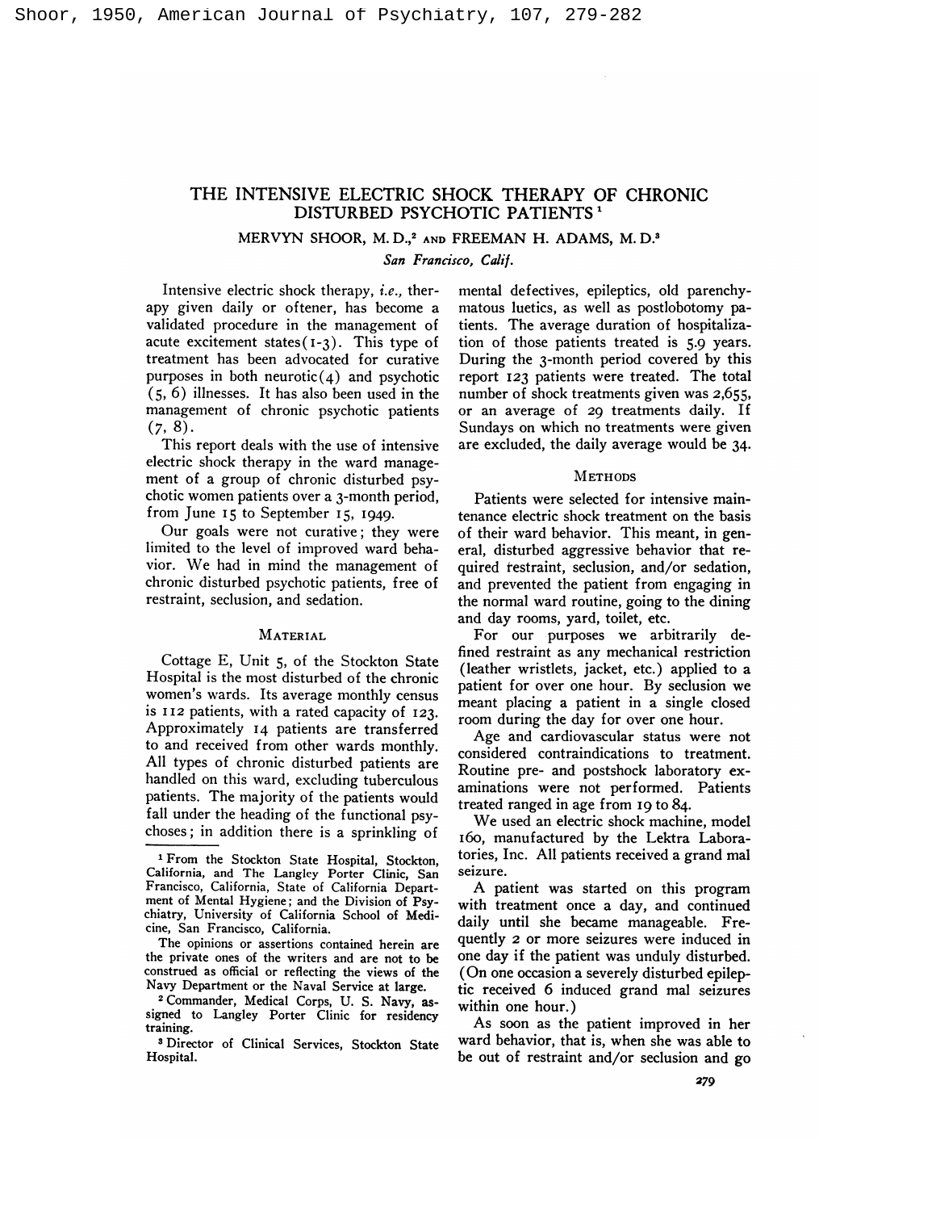# THE INTENSIVE ELECTRIC SHOCK THERAPY OF CHRONIC DISTURBED PSYCHOTIC PATIENTS[1]

MERVYN SHOOR, M. D.,[2] AND FREEMAN H. ADAMS, M. D.[3]

*San Francisco, Calif.*

Intensive electric shock therapy, *i.e.*, therapy given daily or oftener, has become a validated procedure in the management of acute excitement states(1-3). This type of treatment has been advocated for curative purposes in both neurotic(4) and psychotic (5, 6) illnesses. It has also been used in the management of chronic psychotic patients (7, 8).

This report deals with the use of intensive electric shock therapy in the ward management of a group of chronic disturbed psychotic women patients over a 3-month period, from June 15 to September 15, 1949.

Our goals were not curative; they were limited to the level of improved ward behavior. We had in mind the management of chronic disturbed psychotic patients, free of restraint, seclusion, and sedation.

## MATERIAL

Cottage E, Unit 5, of the Stockton State Hospital is the most disturbed of the chronic women's wards. Its average monthly census is 112 patients, with a rated capacity of 123. Approximately 14 patients are transferred to and received from other wards monthly. All types of chronic disturbed patients are handled on this ward, excluding tuberculous patients. The majority of the patients would fall under the heading of the functional psychoses; in addition there is a sprinkling of mental defectives, epileptics, old parenchymatous luetics, as well as postlobotomy patients. The average duration of hospitalization of those patients treated is 5.9 years. During the 3-month period covered by this report 123 patients were treated. The total number of shock treatments given was 2,655, or an average of 29 treatments daily. If Sundays on which no treatments were given are excluded, the daily average would be 34.

## METHODS

Patients were selected for intensive maintenance electric shock treatment on the basis of their ward behavior. This meant, in general, disturbed aggressive behavior that required restraint, seclusion, and/or sedation, and prevented the patient from engaging in the normal ward routine, going to the dining and day rooms, yard, toilet, etc.

For our purposes we arbitrarily defined restraint as any mechanical restriction (leather wristlets, jacket, etc.) applied to a patient for over one hour. By seclusion we meant placing a patient in a single closed room during the day for over one hour.

Age and cardiovascular status were not considered contraindications to treatment. Routine pre- and postshock laboratory examinations were not performed. Patients treated ranged in age from 19 to 84.

We used an electric shock machine, model 160, manufactured by the Lektra Laboratories, Inc. All patients received a grand mal seizure.

A patient was started on this program with treatment once a day, and continued daily until she became manageable. Frequently 2 or more seizures were induced in one day if the patient was unduly disturbed. (On one occasion a severely disturbed epileptic received 6 induced grand mal seizures within one hour.)

As soon as the patient improved in her ward behavior, that is, when she was able to be out of restraint and/or seclusion and go

---

[1] From the Stockton State Hospital, Stockton, California, and The Langley Porter Clinic, San Francisco, California, State of California Department of Mental Hygiene; and the Division of Psychiatry, University of California School of Medicine, San Francisco, California.

The opinions or assertions contained herein are the private ones of the writers and are not to be construed as official or reflecting the views of the Navy Department or the Naval Service at large.

[2] Commander, Medical Corps, U. S. Navy, assigned to Langley Porter Clinic for residency training.

[3] Director of Clinical Services, Stockton State Hospital.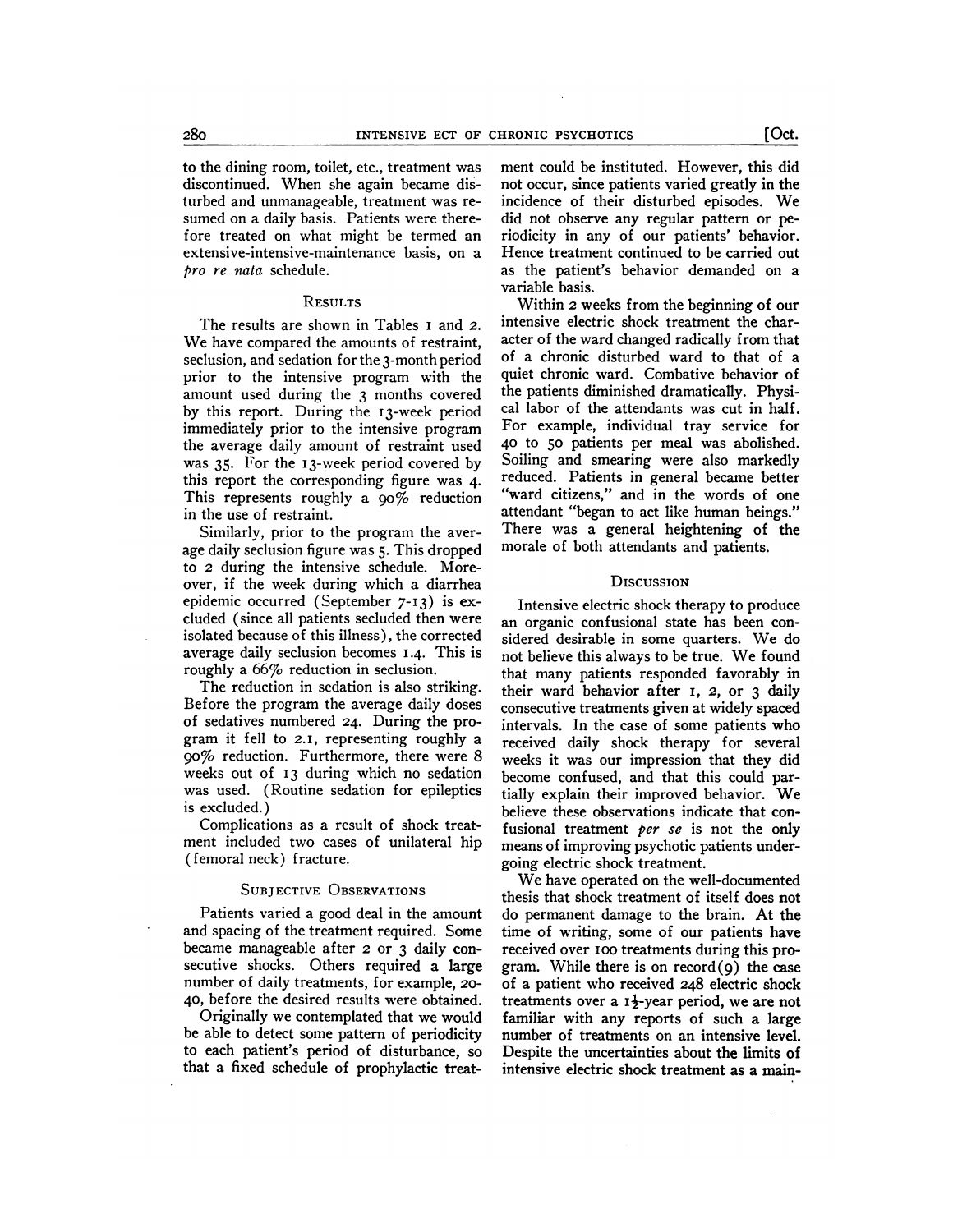to the dining room, toilet, etc., treatment was discontinued. When she again became disturbed and unmanageable, treatment was resumed on a daily basis. Patients were therefore treated on what might be termed an extensive-intensive-maintenance basis, on a *pro re nata* schedule.

## Results

The results are shown in Tables 1 and 2. We have compared the amounts of restraint, seclusion, and sedation for the 3-month period prior to the intensive program with the amount used during the 3 months covered by this report. During the 13-week period immediately prior to the intensive program the average daily amount of restraint used was 35. For the 13-week period covered by this report the corresponding figure was 4. This represents roughly a 90% reduction in the use of restraint.

Similarly, prior to the program the average daily seclusion figure was 5. This dropped to 2 during the intensive schedule. Moreover, if the week during which a diarrhea epidemic occurred (September 7-13) is excluded (since all patients secluded then were isolated because of this illness), the corrected average daily seclusion becomes 1.4. This is roughly a 66% reduction in seclusion.

The reduction in sedation is also striking. Before the program the average daily doses of sedatives numbered 24. During the program it fell to 2.1, representing roughly a 90% reduction. Furthermore, there were 8 weeks out of 13 during which no sedation was used. (Routine sedation for epileptics is excluded.)

Complications as a result of shock treatment included two cases of unilateral hip (femoral neck) fracture.

## Subjective Observations

Patients varied a good deal in the amount and spacing of the treatment required. Some became manageable after 2 or 3 daily consecutive shocks. Others required a large number of daily treatments, for example, 20-40, before the desired results were obtained.

Originally we contemplated that we would be able to detect some pattern of periodicity to each patient's period of disturbance, so that a fixed schedule of prophylactic treatment could be instituted. However, this did not occur, since patients varied greatly in the incidence of their disturbed episodes. We did not observe any regular pattern or periodicity in any of our patients' behavior. Hence treatment continued to be carried out as the patient's behavior demanded on a variable basis.

Within 2 weeks from the beginning of our intensive electric shock treatment the character of the ward changed radically from that of a chronic disturbed ward to that of a quiet chronic ward. Combative behavior of the patients diminished dramatically. Physical labor of the attendants was cut in half. For example, individual tray service for 40 to 50 patients per meal was abolished. Soiling and smearing were also markedly reduced. Patients in general became better "ward citizens," and in the words of one attendant "began to act like human beings." There was a general heightening of the morale of both attendants and patients.

## Discussion

Intensive electric shock therapy to produce an organic confusional state has been considered desirable in some quarters. We do not believe this always to be true. We found that many patients responded favorably in their ward behavior after 1, 2, or 3 daily consecutive treatments given at widely spaced intervals. In the case of some patients who received daily shock therapy for several weeks it was our impression that they did become confused, and that this could partially explain their improved behavior. We believe these observations indicate that confusional treatment *per se* is not the only means of improving psychotic patients undergoing electric shock treatment.

We have operated on the well-documented thesis that shock treatment of itself does not do permanent damage to the brain. At the time of writing, some of our patients have received over 100 treatments during this program. While there is on record(9) the case of a patient who received 248 electric shock treatments over a $1\frac{1}{2}$-year period, we are not familiar with any reports of such a large number of treatments on an intensive level. Despite the uncertainties about the limits of intensive electric shock treatment as a main-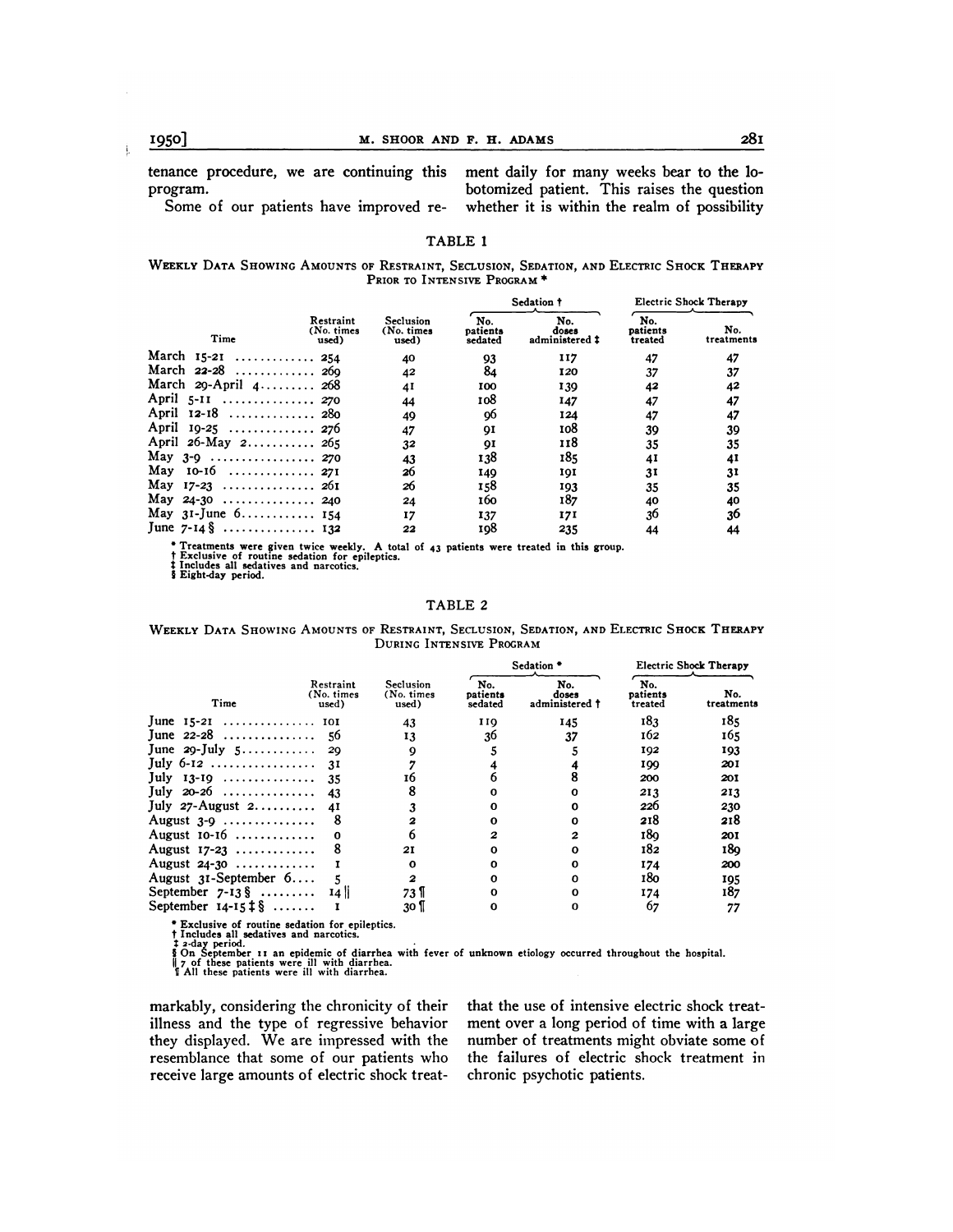tenance procedure, we are continuing this program.

Some of our patients have improved remarkably, considering the chronicity of their illness and the type of regressive behavior they displayed. We are impressed with the resemblance that some of our patients who receive large amounts of electric shock treatment daily for many weeks bear to the lobotomized patient. This raises the question whether it is within the realm of possibility that the use of intensive electric shock treatment over a long period of time with a large number of treatments might obviate some of the failures of electric shock treatment in chronic psychotic patients.

TABLE 1

WEEKLY DATA SHOWING AMOUNTS OF RESTRAINT, SECLUSION, SEDATION, AND ELECTRIC SHOCK THERAPY PRIOR TO INTENSIVE PROGRAM *

| Time | Restraint (No. times used) | Seclusion (No. times used) | Sedation † | | Electric Shock Therapy | |
|---|---|---|---|---|---|---|
| | | | No. patients sedated | No. doses administered ‡ | No. patients treated | No. treatments |
| March 15-21 | 254 | 40 | 93 | 117 | 47 | 47 |
| March 22-28 | 269 | 42 | 84 | 120 | 37 | 37 |
| March 29-April 4 | 268 | 41 | 100 | 139 | 42 | 42 |
| April 5-11 | 270 | 44 | 108 | 147 | 47 | 47 |
| April 12-18 | 280 | 49 | 96 | 124 | 47 | 47 |
| April 19-25 | 276 | 47 | 91 | 108 | 39 | 39 |
| April 26-May 2 | 265 | 32 | 91 | 118 | 35 | 35 |
| May 3-9 | 270 | 43 | 138 | 185 | 41 | 41 |
| May 10-16 | 271 | 26 | 149 | 191 | 31 | 31 |
| May 17-23 | 261 | 26 | 158 | 193 | 35 | 35 |
| May 24-30 | 240 | 24 | 160 | 187 | 40 | 40 |
| May 31-June 6 | 154 | 17 | 137 | 171 | 36 | 36 |
| June 7-14 § | 132 | 22 | 198 | 235 | 44 | 44 |

\* Treatments were given twice weekly. A total of 43 patients were treated in this group.
† Exclusive of routine sedation for epileptics.
‡ Includes all sedatives and narcotics.
§ Eight-day period.

TABLE 2

WEEKLY DATA SHOWING AMOUNTS OF RESTRAINT, SECLUSION, SEDATION, AND ELECTRIC SHOCK THERAPY DURING INTENSIVE PROGRAM

| Time | Restraint (No. times used) | Seclusion (No. times used) | Sedation * | | Electric Shock Therapy | |
|---|---|---|---|---|---|---|
| | | | No. patients sedated | No. doses administered † | No. patients treated | No. treatments |
| June 15-21 | 101 | 43 | 119 | 145 | 183 | 185 |
| June 22-28 | 56 | 13 | 36 | 37 | 162 | 165 |
| June 29-July 5 | 29 | 9 | 5 | 5 | 192 | 193 |
| July 6-12 | 31 | 7 | 4 | 4 | 199 | 201 |
| July 13-19 | 35 | 16 | 6 | 8 | 200 | 201 |
| July 20-26 | 43 | 8 | 0 | 0 | 213 | 213 |
| July 27-August 2 | 41 | 3 | 0 | 0 | 226 | 230 |
| August 3-9 | 8 | 2 | 0 | 0 | 218 | 218 |
| August 10-16 | 0 | 6 | 2 | 2 | 189 | 201 |
| August 17-23 | 8 | 21 | 0 | 0 | 182 | 189 |
| August 24-30 | 1 | 0 | 0 | 0 | 174 | 200 |
| August 31-September 6 | 5 | 2 | 0 | 0 | 180 | 195 |
| September 7-13 § | 14 ‖ | 73 ¶ | 0 | 0 | 174 | 187 |
| September 14-15 ‡ § | 1 | 30 ¶ | 0 | 0 | 67 | 77 |

\* Exclusive of routine sedation for epileptics.
† Includes all sedatives and narcotics.
‡ 2-day period.
§ On September 11 an epidemic of diarrhea with fever of unknown etiology occurred throughout the hospital.
‖ 7 of these patients were ill with diarrhea.
¶ All these patients were ill with diarrhea.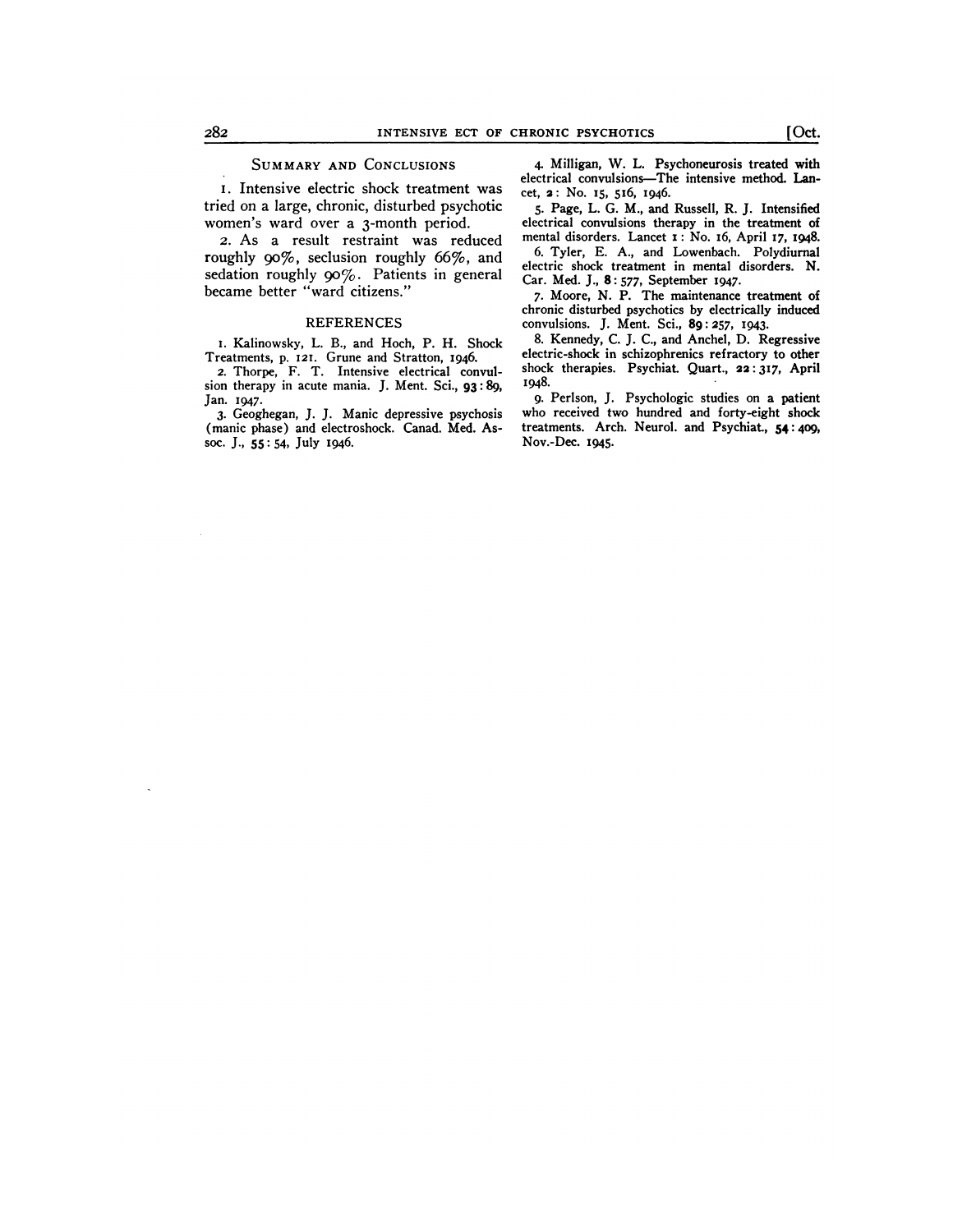## Summary and Conclusions

1. Intensive electric shock treatment was tried on a large, chronic, disturbed psychotic women's ward over a 3-month period.

2. As a result restraint was reduced roughly 90%, seclusion roughly 66%, and sedation roughly 90%. Patients in general became better "ward citizens."

## References

1. Kalinowsky, L. B., and Hoch, P. H. Shock Treatments, p. 121. Grune and Stratton, 1946.
2. Thorpe, F. T. Intensive electrical convulsion therapy in acute mania. J. Ment. Sci., **93**: 89, Jan. 1947.
3. Geoghegan, J. J. Manic depressive psychosis (manic phase) and electroshock. Canad. Med. Assoc. J., **55**: 54, July 1946.
4. Milligan, W. L. Psychoneurosis treated with electrical convulsions—The intensive method. Lancet, **2**: No. 15, 516, 1946.
5. Page, L. G. M., and Russell, R. J. Intensified electrical convulsions therapy in the treatment of mental disorders. Lancet **1**: No. 16, April 17, 1948.
6. Tyler, E. A., and Lowenbach. Polydiurnal electric shock treatment in mental disorders. N. Car. Med. J., **8**: 577, September 1947.
7. Moore, N. P. The maintenance treatment of chronic disturbed psychotics by electrically induced convulsions. J. Ment. Sci., **89**: 257, 1943.
8. Kennedy, C. J. C., and Anchel, D. Regressive electric-shock in schizophrenics refractory to other shock therapies. Psychiat. Quart., **22**: 317, April 1948.
9. Perlson, J. Psychologic studies on a patient who received two hundred and forty-eight shock treatments. Arch. Neurol. and Psychiat., **54**: 409, Nov.-Dec. 1945.